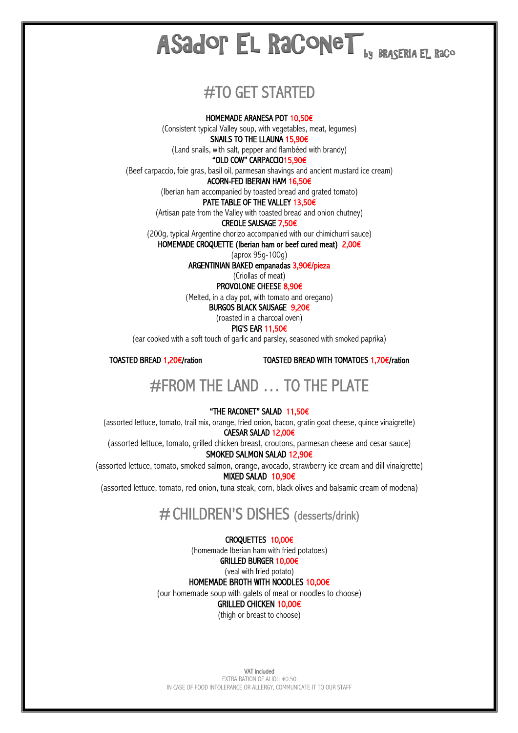# ASADOR EL RACONET by BRASERIA EL RACO

## #TO GET STARTED

**HOMEMADE ARANESA POT** 10,50€
(Consistent typical Valley soup, with vegetables, meat, legumes)

**SNAILS TO THE LLAUNA** 15,90€
(Land snails, with salt, pepper and flambéed with brandy)

**"OLD COW" CARPACCIO** 15,90€
(Beef carpaccio, foie gras, basil oil, parmesan shavings and ancient mustard ice cream)

**ACORN-FED IBERIAN HAM** 16,50€
(Iberian ham accompanied by toasted bread and grated tomato)

**PATE TABLE OF THE VALLEY** 13,50€
(Artisan pate from the Valley with toasted bread and onion chutney)

**CREOLE SAUSAGE** 7,50€
(200g, typical Argentine chorizo accompanied with our chimichurri sauce)

**HOMEMADE CROQUETTE (Iberian ham or beef cured meat)** 2,00€
(aprox 95g-100g)

**ARGENTINIAN BAKED empanadas** 3,90€/pieza
(Criollas of meat)

**PROVOLONE CHEESE** 8,90€
(Melted, in a clay pot, with tomato and oregano)

**BURGOS BLACK SAUSAGE** 9,20€
(roasted in a charcoal oven)

**PIG'S EAR** 11,50€
(ear cooked with a soft touch of garlic and parsley, seasoned with smoked paprika)

**TOASTED BREAD** 1,20€/ration

**TOASTED BREAD WITH TOMATOES** 1,70€/ration

## #FROM THE LAND … TO THE PLATE

**"THE RACONET" SALAD** 11,50€
(assorted lettuce, tomato, trail mix, orange, fried onion, bacon, gratin goat cheese, quince vinaigrette)

**CAESAR SALAD** 12,00€
(assorted lettuce, tomato, grilled chicken breast, croutons, parmesan cheese and cesar sauce)

**SMOKED SALMON SALAD** 12,90€
(assorted lettuce, tomato, smoked salmon, orange, avocado, strawberry ice cream and dill vinaigrette)

**MIXED SALAD** 10,90€
(assorted lettuce, tomato, red onion, tuna steak, corn, black olives and balsamic cream of modena)

## # CHILDREN'S DISHES (desserts/drink)

**CROQUETTES** 10,00€
(homemade Iberian ham with fried potatoes)

**GRILLED BURGER** 10,00€
(veal with fried potato)

**HOMEMADE BROTH WITH NOODLES** 10,00€
(our homemade soup with galets of meat or noodles to choose)

**GRILLED CHICKEN** 10,00€
(thigh or breast to choose)

**VAT included**
EXTRA RATION OF ALIOLI €0.50
IN CASE OF FOOD INTOLERANCE OR ALLERGY, COMMUNICATE IT TO OUR STAFF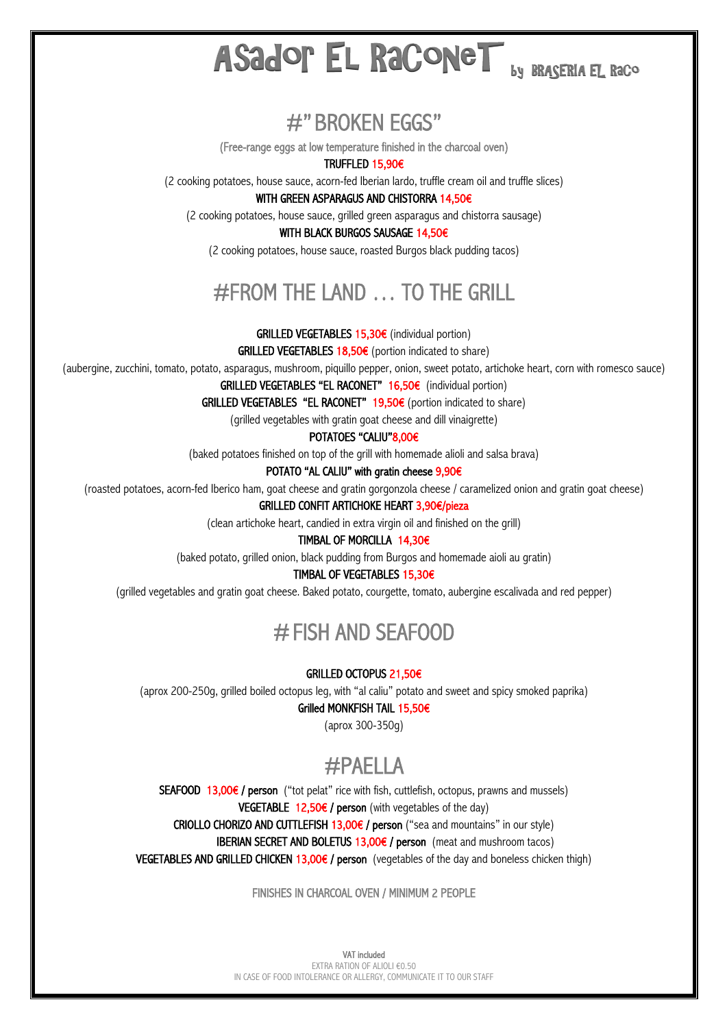# ASador EL RaCoNeT by BRASERIA EL RaCo

## #" BROKEN EGGS"

(Free-range eggs at low temperature finished in the charcoal oven)

**TRUFFLED 15,90€**

(2 cooking potatoes, house sauce, acorn-fed Iberian lardo, truffle cream oil and truffle slices)

**WITH GREEN ASPARAGUS AND CHISTORRA 14,50€**

(2 cooking potatoes, house sauce, grilled green asparagus and chistorra sausage)

**WITH BLACK BURGOS SAUSAGE 14,50€**

(2 cooking potatoes, house sauce, roasted Burgos black pudding tacos)

## #FROM THE LAND … TO THE GRILL

**GRILLED VEGETABLES 15,30€** (individual portion)

**GRILLED VEGETABLES 18,50€** (portion indicated to share)

(aubergine, zucchini, tomato, potato, asparagus, mushroom, piquillo pepper, onion, sweet potato, artichoke heart, corn with romesco sauce)

**GRILLED VEGETABLES "EL RACONET" 16,50€** (individual portion)

**GRILLED VEGETABLES "EL RACONET" 19,50€** (portion indicated to share)

(grilled vegetables with gratin goat cheese and dill vinaigrette)

**POTATOES "CALIU"8,00€**

(baked potatoes finished on top of the grill with homemade alioli and salsa brava)

**POTATO "AL CALIU" with gratin cheese 9,90€**

(roasted potatoes, acorn-fed Iberico ham, goat cheese and gratin gorgonzola cheese / caramelized onion and gratin goat cheese)

**GRILLED CONFIT ARTICHOKE HEART 3,90€/pieza**

(clean artichoke heart, candied in extra virgin oil and finished on the grill)

**TIMBAL OF MORCILLA 14,30€**

(baked potato, grilled onion, black pudding from Burgos and homemade aioli au gratin)

**TIMBAL OF VEGETABLES 15,30€**

(grilled vegetables and gratin goat cheese. Baked potato, courgette, tomato, aubergine escalivada and red pepper)

## # FISH AND SEAFOOD

**GRILLED OCTOPUS 21,50€**

(aprox 200-250g, grilled boiled octopus leg, with "al caliu" potato and sweet and spicy smoked paprika)

**Grilled MONKFISH TAIL 15,50€**

(aprox 300-350g)

## #PAELLA

**SEAFOOD 13,00€ / person** ("tot pelat" rice with fish, cuttlefish, octopus, prawns and mussels)

**VEGETABLE 12,50€ / person** (with vegetables of the day)

**CRIOLLO CHORIZO AND CUTTLEFISH 13,00€ / person** ("sea and mountains" in our style)

**IBERIAN SECRET AND BOLETUS 13,00€ / person** (meat and mushroom tacos)

**VEGETABLES AND GRILLED CHICKEN 13,00€ / person** (vegetables of the day and boneless chicken thigh)

FINISHES IN CHARCOAL OVEN / MINIMUM 2 PEOPLE

**VAT included**

EXTRA RATION OF ALIOLI €0.50

IN CASE OF FOOD INTOLERANCE OR ALLERGY, COMMUNICATE IT TO OUR STAFF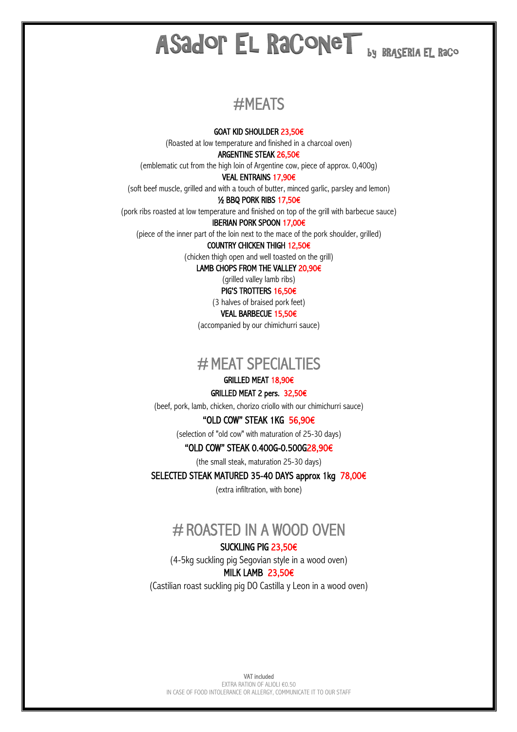# Asador EL RaConeT by BRASERIA EL RaCo

## #MEATS

**GOAT KID SHOULDER** 23,50€
(Roasted at low temperature and finished in a charcoal oven)

**ARGENTINE STEAK** 26,50€
(emblematic cut from the high loin of Argentine cow, piece of approx. 0,400g)

**VEAL ENTRAINS** 17,90€
(soft beef muscle, grilled and with a touch of butter, minced garlic, parsley and lemon)

**½ BBQ PORK RIBS** 17,50€
(pork ribs roasted at low temperature and finished on top of the grill with barbecue sauce)

**IBERIAN PORK SPOON** 17,00€
(piece of the inner part of the loin next to the mace of the pork shoulder, grilled)

**COUNTRY CHICKEN THIGH** 12,50€
(chicken thigh open and well toasted on the grill)

**LAMB CHOPS FROM THE VALLEY** 20,90€
(grilled valley lamb ribs)

**PIG'S TROTTERS** 16,50€
(3 halves of braised pork feet)

**VEAL BARBECUE** 15,50€
(accompanied by our chimichurri sauce)

## # MEAT SPECIALTIES

**GRILLED MEAT** 18,90€

**GRILLED MEAT 2 pers.** 32,50€
(beef, pork, lamb, chicken, chorizo criollo with our chimichurri sauce)

**"OLD COW" STEAK 1KG** 56,90€
(selection of "old cow" with maturation of 25-30 days)

**"OLD COW" STEAK 0.400G-0.500G** 28,90€
(the small steak, maturation 25-30 days)

**SELECTED STEAK MATURED 35-40 DAYS approx 1kg** 78,00€
(extra infiltration, with bone)

## # ROASTED IN A WOOD OVEN

**SUCKLING PIG** 23,50€
(4-5kg suckling pig Segovian style in a wood oven)

**MILK LAMB** 23,50€
(Castilian roast suckling pig DO Castilla y Leon in a wood oven)

**VAT included**
EXTRA RATION OF ALIOLI €0.50
IN CASE OF FOOD INTOLERANCE OR ALLERGY, COMMUNICATE IT TO OUR STAFF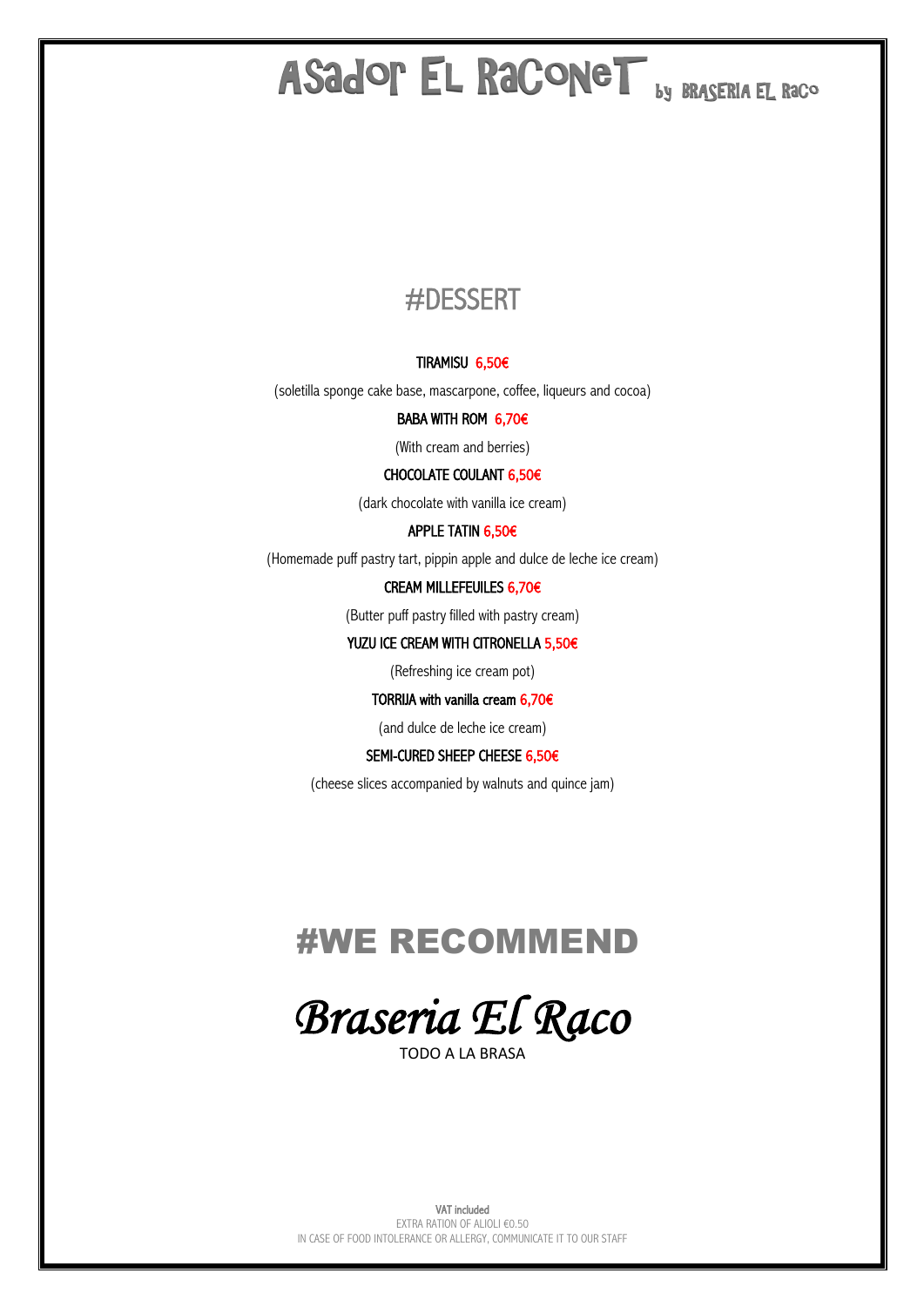# ASador EL RaCoNeT by BRASERIA EL RaCo

## #DESSERT

**TIRAMISU** 6,50€

(soletilla sponge cake base, mascarpone, coffee, liqueurs and cocoa)

**BABA WITH ROM** 6,70€

(With cream and berries)

**CHOCOLATE COULANT** 6,50€

(dark chocolate with vanilla ice cream)

**APPLE TATIN** 6,50€

(Homemade puff pastry tart, pippin apple and dulce de leche ice cream)

**CREAM MILLEFEUILES** 6,70€

(Butter puff pastry filled with pastry cream)

**YUZU ICE CREAM WITH CITRONELLA** 5,50€

(Refreshing ice cream pot)

**TORRIJA with vanilla cream** 6,70€

(and dulce de leche ice cream)

**SEMI-CURED SHEEP CHEESE** 6,50€

(cheese slices accompanied by walnuts and quince jam)

## #WE RECOMMEND

*Braseria El Raco*

TODO A LA BRASA

**VAT included**

EXTRA RATION OF ALIOLI €0.50

IN CASE OF FOOD INTOLERANCE OR ALLERGY, COMMUNICATE IT TO OUR STAFF